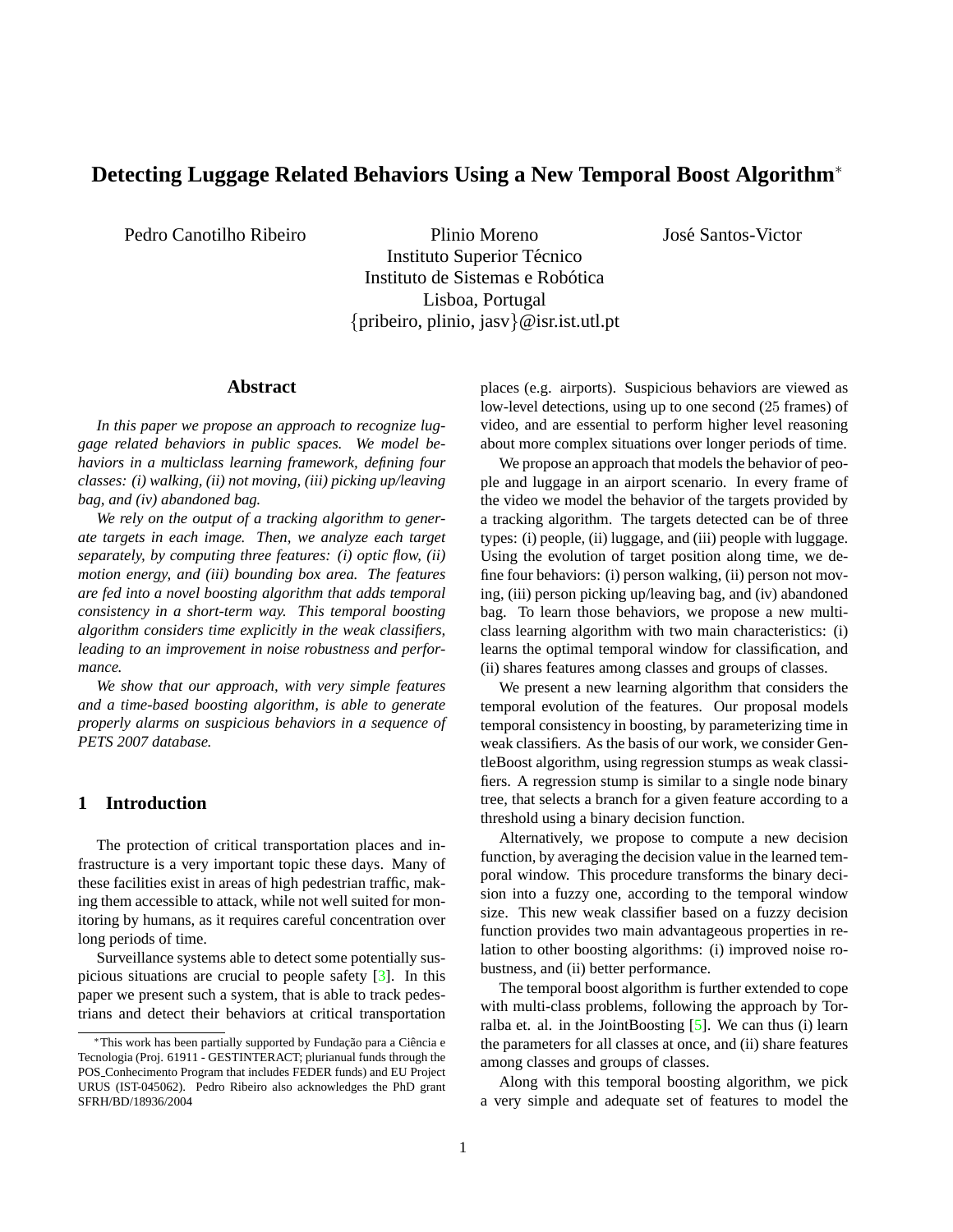# Detecting Luggage Related Behaviors Using a New Temporal Boost Algorithm*

Pedro Canotilho Ribeiro    Plinio Moreno    José Santos-Victor

Instituto Superior Técnico
Instituto de Sistemas e Robótica
Lisboa, Portugal
{pribeiro, plinio, jasv}@isr.ist.utl.pt

## Abstract

*In this paper we propose an approach to recognize luggage related behaviors in public spaces. We model behaviors in a multiclass learning framework, defining four classes: (i) walking, (ii) not moving, (iii) picking up/leaving bag, and (iv) abandoned bag.*

*We rely on the output of a tracking algorithm to generate targets in each image. Then, we analyze each target separately, by computing three features: (i) optic flow, (ii) motion energy, and (iii) bounding box area. The features are fed into a novel boosting algorithm that adds temporal consistency in a short-term way. This temporal boosting algorithm considers time explicitly in the weak classifiers, leading to an improvement in noise robustness and performance.*

*We show that our approach, with very simple features and a time-based boosting algorithm, is able to generate properly alarms on suspicious behaviors in a sequence of PETS 2007 database.*

## 1 Introduction

The protection of critical transportation places and infrastructure is a very important topic these days. Many of these facilities exist in areas of high pedestrian traffic, making them accessible to attack, while not well suited for monitoring by humans, as it requires careful concentration over long periods of time.

Surveillance systems able to detect some potentially suspicious situations are crucial to people safety [3]. In this paper we present such a system, that is able to track pedestrians and detect their behaviors at critical transportation places (e.g. airports). Suspicious behaviors are viewed as low-level detections, using up to one second (25 frames) of video, and are essential to perform higher level reasoning about more complex situations over longer periods of time.

We propose an approach that models the behavior of people and luggage in an airport scenario. In every frame of the video we model the behavior of the targets provided by a tracking algorithm. The targets detected can be of three types: (i) people, (ii) luggage, and (iii) people with luggage. Using the evolution of target position along time, we define four behaviors: (i) person walking, (ii) person not moving, (iii) person picking up/leaving bag, and (iv) abandoned bag. To learn those behaviors, we propose a new multiclass learning algorithm with two main characteristics: (i) learns the optimal temporal window for classification, and (ii) shares features among classes and groups of classes.

We present a new learning algorithm that considers the temporal evolution of the features. Our proposal models temporal consistency in boosting, by parameterizing time in weak classifiers. As the basis of our work, we consider GentleBoost algorithm, using regression stumps as weak classifiers. A regression stump is similar to a single node binary tree, that selects a branch for a given feature according to a threshold using a binary decision function.

Alternatively, we propose to compute a new decision function, by averaging the decision value in the learned temporal window. This procedure transforms the binary decision into a fuzzy one, according to the temporal window size. This new weak classifier based on a fuzzy decision function provides two main advantageous properties in relation to other boosting algorithms: (i) improved noise robustness, and (ii) better performance.

The temporal boost algorithm is further extended to cope with multi-class problems, following the approach by Torralba et. al. in the JointBoosting [5]. We can thus (i) learn the parameters for all classes at once, and (ii) share features among classes and groups of classes.

Along with this temporal boosting algorithm, we pick a very simple and adequate set of features to model the

---

*This work has been partially supported by Fundação para a Ciência e Tecnologia (Proj. 61911 - GESTINTERACT; plurianual funds through the POS_Conhecimento Program that includes FEDER funds) and EU Project URUS (IST-045062). Pedro Ribeiro also acknowledges the PhD grant SFRH/BD/18936/2004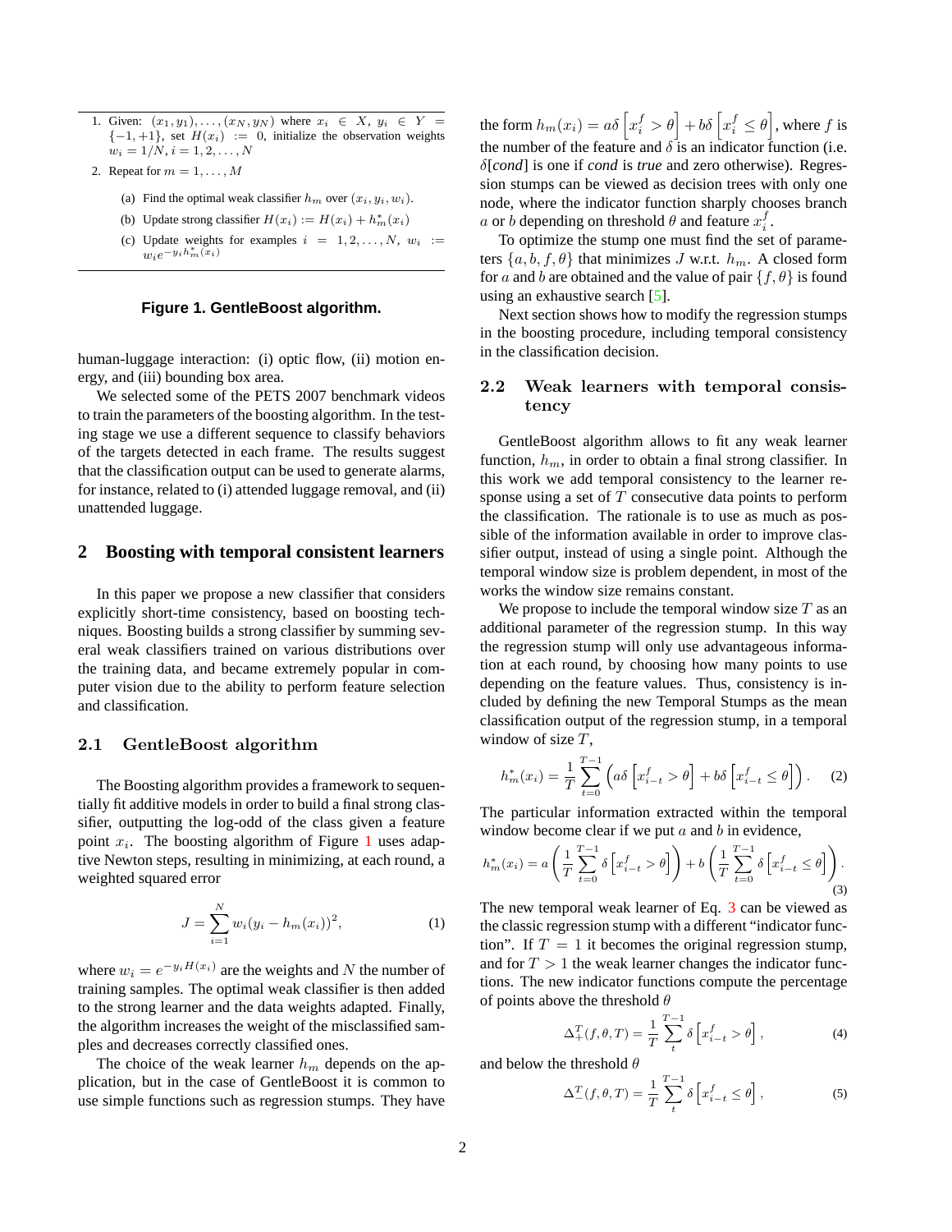1. Given: $(x_1, y_1), \ldots, (x_N, y_N)$ where $x_i \in X$, $y_i \in Y = \{-1, +1\}$, set $H(x_i) := 0$, initialize the observation weights $w_i = 1/N, i = 1, 2, \ldots, N$
2. Repeat for $m = 1, \ldots, M$
   (a) Find the optimal weak classifier $h_m$ over $(x_i, y_i, w_i)$.
   (b) Update strong classifier $H(x_i) := H(x_i) + h_m^*(x_i)$
   (c) Update weights for examples $i = 1, 2, \ldots, N$, $w_i := w_i e^{-y_i h_m^*(x_i)}$

**Figure 1. GentleBoost algorithm.**

human-luggage interaction: (i) optic flow, (ii) motion energy, and (iii) bounding box area.

We selected some of the PETS 2007 benchmark videos to train the parameters of the boosting algorithm. In the testing stage we use a different sequence to classify behaviors of the targets detected in each frame. The results suggest that the classification output can be used to generate alarms, for instance, related to (i) attended luggage removal, and (ii) unattended luggage.

## 2 Boosting with temporal consistent learners

In this paper we propose a new classifier that considers explicitly short-time consistency, based on boosting techniques. Boosting builds a strong classifier by summing several weak classifiers trained on various distributions over the training data, and became extremely popular in computer vision due to the ability to perform feature selection and classification.

### 2.1 GentleBoost algorithm

The Boosting algorithm provides a framework to sequentially fit additive models in order to build a final strong classifier, outputting the log-odd of the class given a feature point $x_i$. The boosting algorithm of Figure 1 uses adaptive Newton steps, resulting in minimizing, at each round, a weighted squared error

$$J = \sum_{i=1}^{N} w_i (y_i - h_m(x_i))^2, \tag{1}$$

where $w_i = e^{-y_i H(x_i)}$ are the weights and $N$ the number of training samples. The optimal weak classifier is then added to the strong learner and the data weights adapted. Finally, the algorithm increases the weight of the misclassified samples and decreases correctly classified ones.

The choice of the weak learner $h_m$ depends on the application, but in the case of GentleBoost it is common to use simple functions such as regression stumps. They have the form $h_m(x_i) = a\delta\left[x_i^f > \theta\right] + b\delta\left[x_i^f \leq \theta\right]$, where $f$ is the number of the feature and $\delta$ is an indicator function (i.e. $\delta[cond]$ is one if *cond* is *true* and zero otherwise). Regression stumps can be viewed as decision trees with only one node, where the indicator function sharply chooses branch $a$ or $b$ depending on threshold $\theta$ and feature $x_i^f$.

To optimize the stump one must find the set of parameters $\{a, b, f, \theta\}$ that minimizes $J$ w.r.t. $h_m$. A closed form for $a$ and $b$ are obtained and the value of pair $\{f, \theta\}$ is found using an exhaustive search [5].

Next section shows how to modify the regression stumps in the boosting procedure, including temporal consistency in the classification decision.

### 2.2 Weak learners with temporal consistency

GentleBoost algorithm allows to fit any weak learner function, $h_m$, in order to obtain a final strong classifier. In this work we add temporal consistency to the learner response using a set of $T$ consecutive data points to perform the classification. The rationale is to use as much as possible of the information available in order to improve classifier output, instead of using a single point. Although the temporal window size is problem dependent, in most of the works the window size remains constant.

We propose to include the temporal window size $T$ as an additional parameter of the regression stump. In this way the regression stump will only use advantageous information at each round, by choosing how many points to use depending on the feature values. Thus, consistency is included by defining the new Temporal Stumps as the mean classification output of the regression stump, in a temporal window of size $T$,

$$h_m^*(x_i) = \frac{1}{T} \sum_{t=0}^{T-1} \left( a\delta\left[x_{i-t}^f > \theta\right] + b\delta\left[x_{i-t}^f \leq \theta\right] \right). \tag{2}$$

The particular information extracted within the temporal window become clear if we put $a$ and $b$ in evidence,

$$h_m^*(x_i) = a\left(\frac{1}{T}\sum_{t=0}^{T-1} \delta\left[x_{i-t}^f > \theta\right]\right) + b\left(\frac{1}{T}\sum_{t=0}^{T-1} \delta\left[x_{i-t}^f \leq \theta\right]\right). \tag{3}$$

The new temporal weak learner of Eq. 3 can be viewed as the classic regression stump with a different "indicator function". If $T = 1$ it becomes the original regression stump, and for $T > 1$ the weak learner changes the indicator functions. The new indicator functions compute the percentage of points above the threshold $\theta$

$$\Delta_+^T(f, \theta, T) = \frac{1}{T} \sum_{t}^{T-1} \delta\left[x_{i-t}^f > \theta\right], \tag{4}$$

and below the threshold $\theta$

$$\Delta_-^T(f, \theta, T) = \frac{1}{T} \sum_{t}^{T-1} \delta\left[x_{i-t}^f \leq \theta\right], \tag{5}$$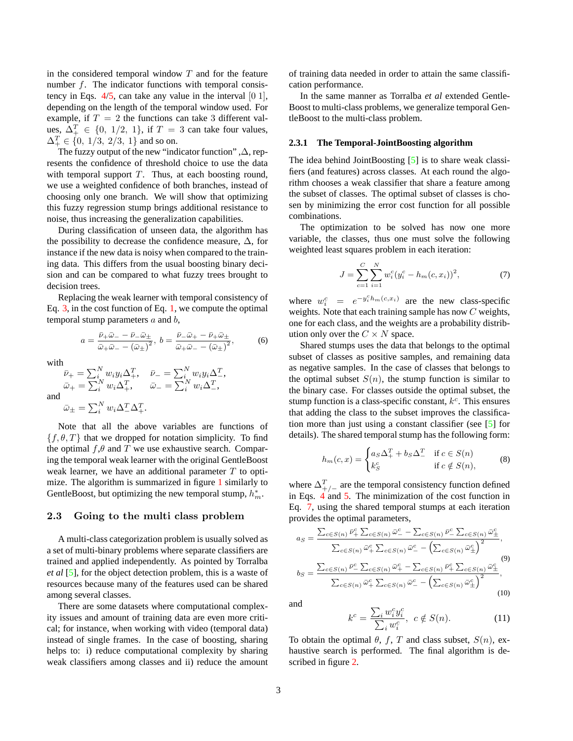in the considered temporal window $T$ and for the feature number $f$. The indicator functions with temporal consistency in Eqs. 4/5, can take any value in the interval $[0\ 1]$, depending on the length of the temporal window used. For example, if $T = 2$ the functions can take 3 different values, $\Delta_+^T \in \{0,\ 1/2,\ 1\}$, if $T = 3$ can take four values, $\Delta_+^T \in \{0,\ 1/3,\ 2/3,\ 1\}$ and so on.

The fuzzy output of the new "indicator function" ,$\Delta$, represents the confidence of threshold choice to use the data with temporal support $T$. Thus, at each boosting round, we use a weighted confidence of both branches, instead of choosing only one branch. We will show that optimizing this fuzzy regression stump brings additional resistance to noise, thus increasing the generalization capabilities.

During classification of unseen data, the algorithm has the possibility to decrease the confidence measure, $\Delta$, for instance if the new data is noisy when compared to the training data. This differs from the usual boosting binary decision and can be compared to what fuzzy trees brought to decision trees.

Replacing the weak learner with temporal consistency of Eq. 3, in the cost function of Eq. 1, we compute the optimal temporal stump parameters $a$ and $b$,

$$a = \frac{\bar{\nu}_+\bar{\omega}_- - \bar{\nu}_-\bar{\omega}_\pm}{\bar{\omega}_+\bar{\omega}_- - (\bar{\omega}_\pm)^2},\ b = \frac{\bar{\nu}_-\bar{\omega}_+ - \bar{\nu}_+\bar{\omega}_\pm}{\bar{\omega}_+\bar{\omega}_- - (\bar{\omega}_\pm)^2}, \tag{6}$$

with

$$\bar{\nu}_+ = \sum_i^N w_i y_i \Delta_+^T, \quad \bar{\nu}_- = \sum_i^N w_i y_i \Delta_-^T,$$
$$\bar{\omega}_+ = \sum_i^N w_i \Delta_+^T, \quad \bar{\omega}_- = \sum_i^N w_i \Delta_-^T,$$

and

$$\bar{\omega}_\pm = \sum_i^N w_i \Delta_-^T \Delta_+^T.$$

Note that all the above variables are functions of $\{f, \theta, T\}$ that we dropped for notation simplicity. To find the optimal $f$,$\theta$ and $T$ we use exhaustive search. Comparing the temporal weak learner with the original GentleBoost weak learner, we have an additional parameter $T$ to optimize. The algorithm is summarized in figure 1 similarly to GentleBoost, but optimizing the new temporal stump, $h_m^*$.

## 2.3 Going to the multi class problem

A multi-class categorization problem is usually solved as a set of multi-binary problems where separate classifiers are trained and applied independently. As pointed by Torralba *et al* [5], for the object detection problem, this is a waste of resources because many of the features used can be shared among several classes.

There are some datasets where computational complexity issues and amount of training data are even more critical; for instance, when working with video (temporal data) instead of single frames. In the case of boosting, sharing helps to: i) reduce computational complexity by sharing weak classifiers among classes and ii) reduce the amount of training data needed in order to attain the same classification performance.

In the same manner as Torralba *et al* extended GentleBoost to multi-class problems, we generalize temporal GentleBoost to the multi-class problem.

### 2.3.1 The Temporal-JointBoosting algorithm

The idea behind JointBoosting [5] is to share weak classifiers (and features) across classes. At each round the algorithm chooses a weak classifier that share a feature among the subset of classes. The optimal subset of classes is chosen by minimizing the error cost function for all possible combinations.

The optimization to be solved has now one more variable, the classes, thus one must solve the following weighted least squares problem in each iteration:

$$J = \sum_{c=1}^{C}\sum_{i=1}^{N} w_i^c (y_i^c - h_m(c, x_i))^2, \tag{7}$$

where $w_i^c = e^{-y_i^c h_m(c,x_i)}$ are the new class-specific weights. Note that each training sample has now $C$ weights, one for each class, and the weights are a probability distribution only over the $C \times N$ space.

Shared stumps uses the data that belongs to the optimal subset of classes as positive samples, and remaining data as negative samples. In the case of classes that belongs to the optimal subset $S(n)$, the stump function is similar to the binary case. For classes outside the optimal subset, the stump function is a class-specific constant, $k^c$. This ensures that adding the class to the subset improves the classification more than just using a constant classifier (see [5] for details). The shared temporal stump has the following form:

$$h_m(c, x) = \begin{cases} a_S \Delta_+^T + b_S \Delta_-^T & \text{if } c \in S(n) \\ k_S^c & \text{if } c \notin S(n), \end{cases} \tag{8}$$

where $\Delta_{+/-}^T$ are the temporal consistency function defined in Eqs. 4 and 5. The minimization of the cost function in Eq. 7, using the shared temporal stumps at each iteration provides the optimal parameters,

$$a_S = \frac{\sum_{c\in S(n)} \bar{\nu}_+^c \sum_{c\in S(n)} \bar{\omega}_-^c - \sum_{c\in S(n)} \bar{\nu}_-^c \sum_{c\in S(n)} \bar{\omega}_\pm^c}{\sum_{c\in S(n)} \bar{\omega}_+^c \sum_{c\in S(n)} \bar{\omega}_-^c - \left(\sum_{c\in S(n)} \bar{\omega}_\pm^c\right)^2}, \tag{9}$$

$$b_S = \frac{\sum_{c\in S(n)} \bar{\nu}_-^c \sum_{c\in S(n)} \bar{\omega}_+^c - \sum_{c\in S(n)} \bar{\nu}_+^c \sum_{c\in S(n)} \bar{\omega}_\pm^c}{\sum_{c\in S(n)} \bar{\omega}_+^c \sum_{c\in S(n)} \bar{\omega}_-^c - \left(\sum_{c\in S(n)} \bar{\omega}_\pm^c\right)^2}, \tag{10}$$

and

$$k^c = \frac{\sum_i w_i^c y_i^c}{\sum_i w_i^c},\ \ c \notin S(n). \tag{11}$$

To obtain the optimal $\theta$, $f$, $T$ and class subset, $S(n)$, exhaustive search is performed. The final algorithm is described in figure 2.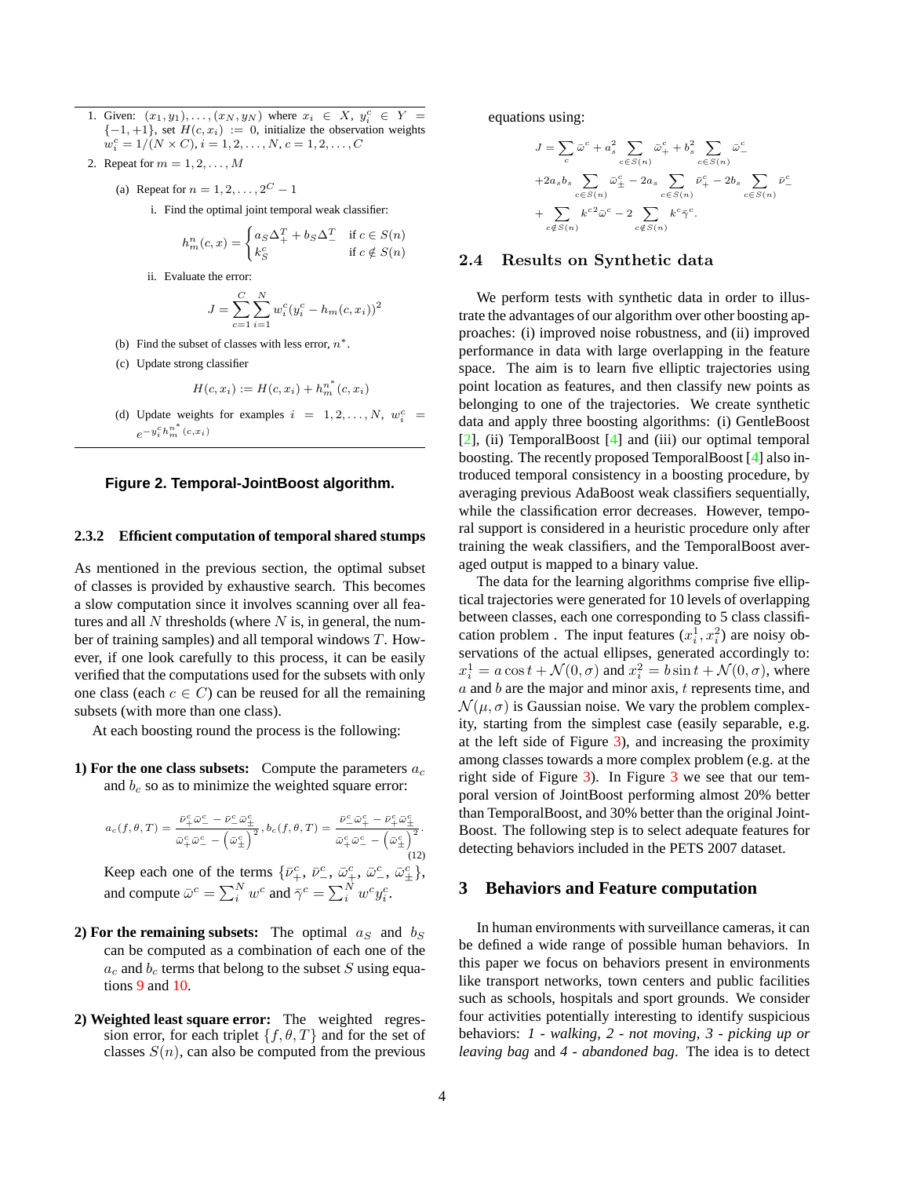1. Given: $(x_1, y_1), \ldots, (x_N, y_N)$ where $x_i \in X$, $y_i^c \in Y = \{-1, +1\}$, set $H(c, x_i) := 0$, initialize the observation weights $w_i^c = 1/(N \times C), i = 1, 2, \ldots, N, c = 1, 2, \ldots, C$
2. Repeat for $m = 1, 2, \ldots, M$
   (a) Repeat for $n = 1, 2, \ldots, 2^C - 1$
      i. Find the optimal joint temporal weak classifier:
      $$h_m^n(c, x) = \begin{cases} a_S \Delta_+^T + b_S \Delta_-^T & \text{if } c \in S(n) \\ k_S^c & \text{if } c \notin S(n) \end{cases}$$
      ii. Evaluate the error:
      $$J = \sum_{c=1}^{C} \sum_{i=1}^{N} w_i^c (y_i^c - h_m(c, x_i))^2$$
   (b) Find the subset of classes with less error, $n^*$.
   (c) Update strong classifier
   $$H(c, x_i) := H(c, x_i) + h_m^{n^*}(c, x_i)$$
   (d) Update weights for examples $i = 1, 2, \ldots, N$, $w_i^c = e^{-y_i^c h_m^{n^*}(c, x_i)}$

**Figure 2. Temporal-JointBoost algorithm.**

#### 2.3.2 Efficient computation of temporal shared stumps

As mentioned in the previous section, the optimal subset of classes is provided by exhaustive search. This becomes a slow computation since it involves scanning over all features and all $N$ thresholds (where $N$ is, in general, the number of training samples) and all temporal windows $T$. However, if one look carefully to this process, it can be easily verified that the computations used for the subsets with only one class (each $c \in C$) can be reused for all the remaining subsets (with more than one class).

At each boosting round the process is the following:

**1) For the one class subsets:** Compute the parameters $a_c$ and $b_c$ so as to minimize the weighted square error:

$$a_c(f, \theta, T) = \frac{\bar{\nu}_+^c \bar{\omega}_-^c - \bar{\nu}_-^c \bar{\omega}_\pm^c}{\bar{\omega}_+^c \bar{\omega}_-^c - \left(\bar{\omega}_\pm^c\right)^2}, b_c(f, \theta, T) = \frac{\bar{\nu}_-^c \bar{\omega}_+^c - \bar{\nu}_+^c \bar{\omega}_\pm^c}{\bar{\omega}_+^c \bar{\omega}_-^c - \left(\bar{\omega}_\pm^c\right)^2}. \tag{12}$$

Keep each one of the terms $\{\bar{\nu}_+^c, \bar{\nu}_-^c, \bar{\omega}_+^c, \bar{\omega}_-^c, \bar{\omega}_\pm^c\}$, and compute $\bar{\omega}^c = \sum_i^N w^c$ and $\bar{\gamma}^c = \sum_i^N w^c y_i^c$.

**2) For the remaining subsets:** The optimal $a_S$ and $b_S$ can be computed as a combination of each one of the $a_c$ and $b_c$ terms that belong to the subset $S$ using equations 9 and 10.

**2) Weighted least square error:** The weighted regression error, for each triplet $\{f, \theta, T\}$ and for the set of classes $S(n)$, can also be computed from the previous equations using:

$$\begin{aligned} J = & \sum_c \bar{\omega}^c + a_s^2 \sum_{c \in S(n)} \bar{\omega}_+^c + b_s^2 \sum_{c \in S(n)} \bar{\omega}_-^c \\ & + 2a_s b_s \sum_{c \in S(n)} \bar{\omega}_\pm^c - 2a_s \sum_{c \in S(n)} \bar{\nu}_+^c - 2b_s \sum_{c \in S(n)} \bar{\nu}_-^c \\ & + \sum_{c \notin S(n)} k^{c2} \bar{\omega}^c - 2 \sum_{c \notin S(n)} k^c \bar{\gamma}^c. \end{aligned}$$

### 2.4 Results on Synthetic data

We perform tests with synthetic data in order to illustrate the advantages of our algorithm over other boosting approaches: (i) improved noise robustness, and (ii) improved performance in data with large overlapping in the feature space. The aim is to learn five elliptic trajectories using point location as features, and then classify new points as belonging to one of the trajectories. We create synthetic data and apply three boosting algorithms: (i) GentleBoost [2], (ii) TemporalBoost [4] and (iii) our optimal temporal boosting. The recently proposed TemporalBoost [4] also introduced temporal consistency in a boosting procedure, by averaging previous AdaBoost weak classifiers sequentially, while the classification error decreases. However, temporal support is considered in a heuristic procedure only after training the weak classifiers, and the TemporalBoost averaged output is mapped to a binary value.

The data for the learning algorithms comprise five elliptical trajectories were generated for 10 levels of overlapping between classes, each one corresponding to 5 class classification problem . The input features $(x_i^1, x_i^2)$ are noisy observations of the actual ellipses, generated accordingly to: $x_i^1 = a \cos t + \mathcal{N}(0, \sigma)$ and $x_i^2 = b \sin t + \mathcal{N}(0, \sigma)$, where $a$ and $b$ are the major and minor axis, $t$ represents time, and $\mathcal{N}(\mu, \sigma)$ is Gaussian noise. We vary the problem complexity, starting from the simplest case (easily separable, e.g. at the left side of Figure 3), and increasing the proximity among classes towards a more complex problem (e.g. at the right side of Figure 3). In Figure 3 we see that our temporal version of JointBoost performing almost 20% better than TemporalBoost, and 30% better than the original JointBoost. The following step is to select adequate features for detecting behaviors included in the PETS 2007 dataset.

## 3 Behaviors and Feature computation

In human environments with surveillance cameras, it can be defined a wide range of possible human behaviors. In this paper we focus on behaviors present in environments like transport networks, town centers and public facilities such as schools, hospitals and sport grounds. We consider four activities potentially interesting to identify suspicious behaviors: *1 - walking*, *2 - not moving*, *3 - picking up or leaving bag* and *4 - abandoned bag*. The idea is to detect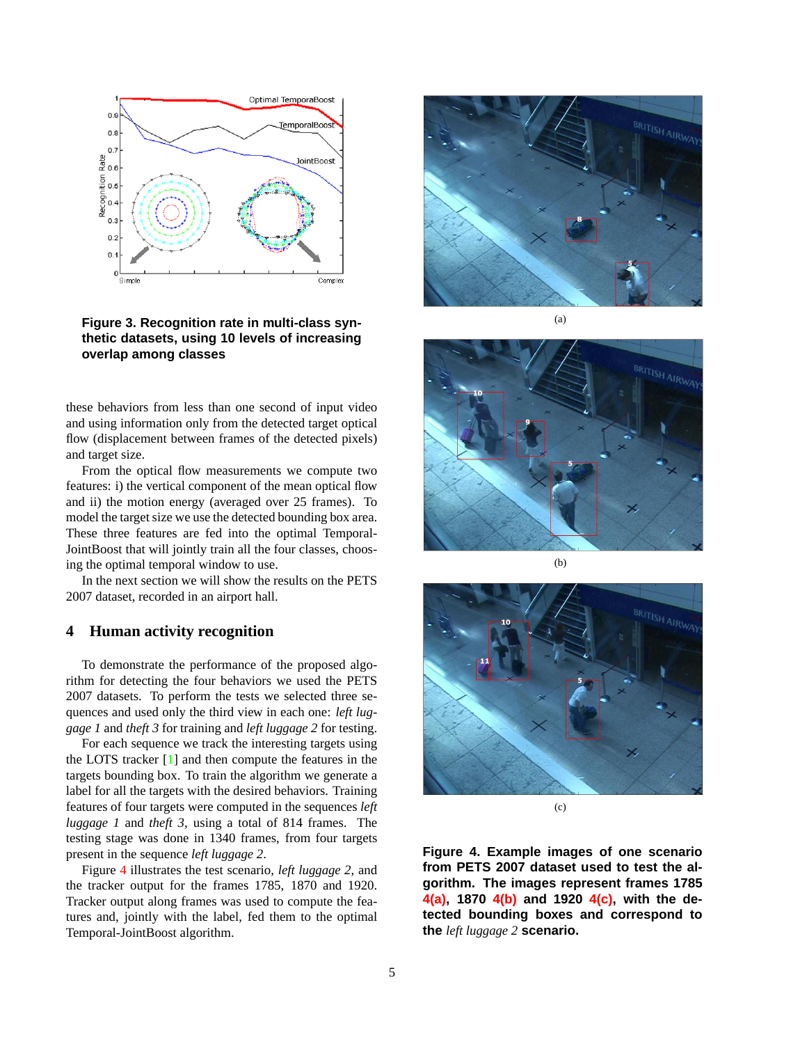**Figure 3. Recognition rate in multi-class synthetic datasets, using 10 levels of increasing overlap among classes**

these behaviors from less than one second of input video and using information only from the detected target optical flow (displacement between frames of the detected pixels) and target size.

From the optical flow measurements we compute two features: i) the vertical component of the mean optical flow and ii) the motion energy (averaged over 25 frames). To model the target size we use the detected bounding box area. These three features are fed into the optimal Temporal-JointBoost that will jointly train all the four classes, choosing the optimal temporal window to use.

In the next section we will show the results on the PETS 2007 dataset, recorded in an airport hall.

## 4 Human activity recognition

To demonstrate the performance of the proposed algorithm for detecting the four behaviors we used the PETS 2007 datasets. To perform the tests we selected three sequences and used only the third view in each one: *left luggage 1* and *theft 3* for training and *left luggage 2* for testing.

For each sequence we track the interesting targets using the LOTS tracker [1] and then compute the features in the targets bounding box. To train the algorithm we generate a label for all the targets with the desired behaviors. Training features of four targets were computed in the sequences *left luggage 1* and *theft 3*, using a total of 814 frames. The testing stage was done in 1340 frames, from four targets present in the sequence *left luggage 2*.

Figure 4 illustrates the test scenario, *left luggage 2*, and the tracker output for the frames 1785, 1870 and 1920. Tracker output along frames was used to compute the features and, jointly with the label, fed them to the optimal Temporal-JointBoost algorithm.

(a)

(b)

(c)

**Figure 4. Example images of one scenario from PETS 2007 dataset used to test the algorithm. The images represent frames 1785 4(a), 1870 4(b) and 1920 4(c), with the detected bounding boxes and correspond to the *left luggage 2* scenario.**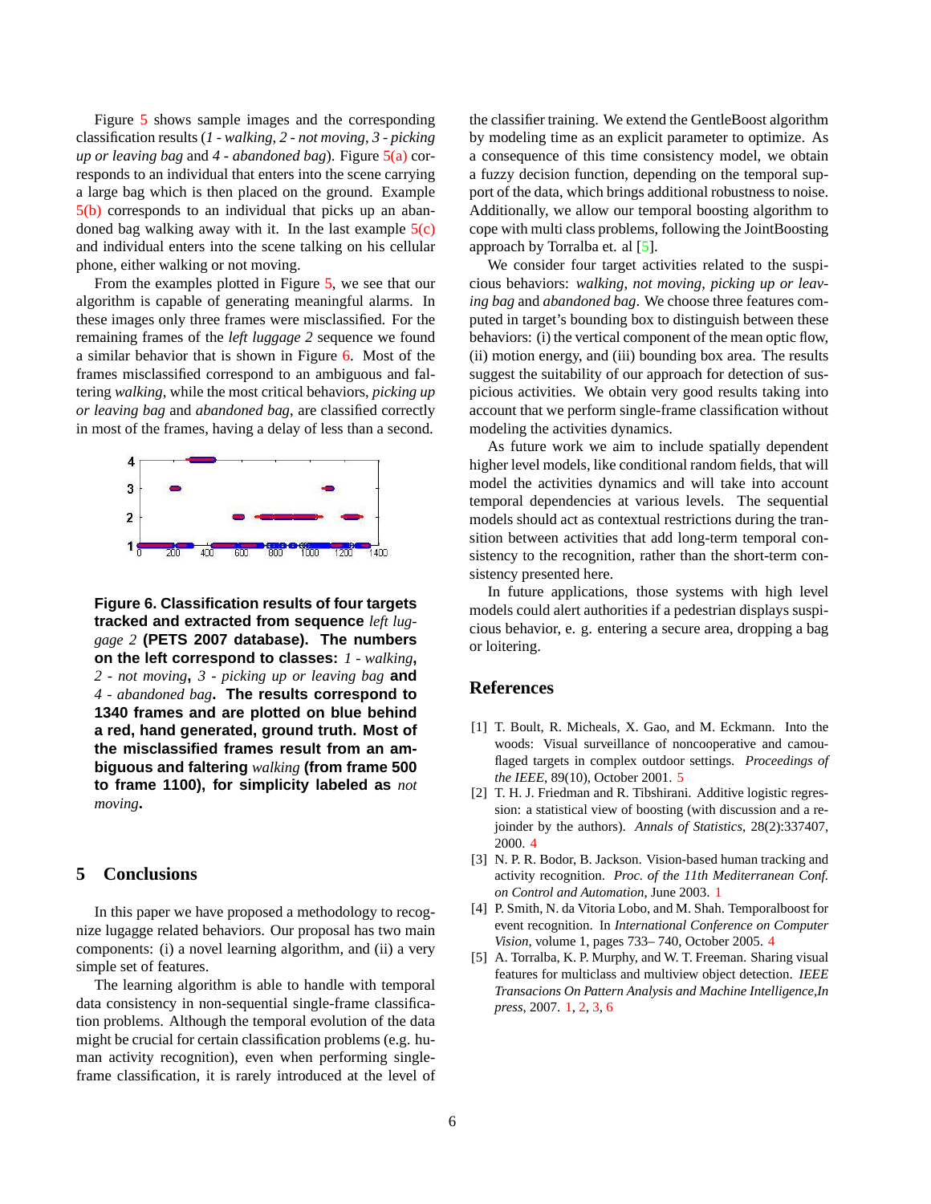Figure 5 shows sample images and the corresponding classification results (*1 - walking*, *2 - not moving*, *3 - picking up or leaving bag* and *4 - abandoned bag*). Figure 5(a) corresponds to an individual that enters into the scene carrying a large bag which is then placed on the ground. Example 5(b) corresponds to an individual that picks up an abandoned bag walking away with it. In the last example 5(c) and individual enters into the scene talking on his cellular phone, either walking or not moving.

From the examples plotted in Figure 5, we see that our algorithm is capable of generating meaningful alarms. In these images only three frames were misclassified. For the remaining frames of the *left luggage 2* sequence we found a similar behavior that is shown in Figure 6. Most of the frames misclassified correspond to an ambiguous and faltering *walking*, while the most critical behaviors, *picking up or leaving bag* and *abandoned bag*, are classified correctly in most of the frames, having a delay of less than a second.

**Figure 6. Classification results of four targets tracked and extracted from sequence** *left luggage 2* **(PETS 2007 database). The numbers on the left correspond to classes:** *1 - walking*, *2 - not moving*, *3 - picking up or leaving bag* **and** *4 - abandoned bag*. **The results correspond to 1340 frames and are plotted on blue behind a red, hand generated, ground truth. Most of the misclassified frames result from an ambiguous and faltering** *walking* **(from frame 500 to frame 1100), for simplicity labeled as** *not moving*.

## 5 Conclusions

In this paper we have proposed a methodology to recognize lugagge related behaviors. Our proposal has two main components: (i) a novel learning algorithm, and (ii) a very simple set of features.

The learning algorithm is able to handle with temporal data consistency in non-sequential single-frame classification problems. Although the temporal evolution of the data might be crucial for certain classification problems (e.g. human activity recognition), even when performing single-frame classification, it is rarely introduced at the level of the classifier training. We extend the GentleBoost algorithm by modeling time as an explicit parameter to optimize. As a consequence of this time consistency model, we obtain a fuzzy decision function, depending on the temporal support of the data, which brings additional robustness to noise. Additionally, we allow our temporal boosting algorithm to cope with multi class problems, following the JointBoosting approach by Torralba et. al [5].

We consider four target activities related to the suspicious behaviors: *walking*, *not moving*, *picking up or leaving bag* and *abandoned bag*. We choose three features computed in target's bounding box to distinguish between these behaviors: (i) the vertical component of the mean optic flow, (ii) motion energy, and (iii) bounding box area. The results suggest the suitability of our approach for detection of suspicious activities. We obtain very good results taking into account that we perform single-frame classification without modeling the activities dynamics.

As future work we aim to include spatially dependent higher level models, like conditional random fields, that will model the activities dynamics and will take into account temporal dependencies at various levels. The sequential models should act as contextual restrictions during the transition between activities that add long-term temporal consistency to the recognition, rather than the short-term consistency presented here.

In future applications, those systems with high level models could alert authorities if a pedestrian displays suspicious behavior, e. g. entering a secure area, dropping a bag or loitering.

## References

[1] T. Boult, R. Micheals, X. Gao, and M. Eckmann. Into the woods: Visual surveillance of noncooperative and camouflaged targets in complex outdoor settings. *Proceedings of the IEEE*, 89(10), October 2001. 5

[2] T. H. J. Friedman and R. Tibshirani. Additive logistic regression: a statistical view of boosting (with discussion and a rejoinder by the authors). *Annals of Statistics*, 28(2):337407, 2000. 4

[3] N. P. R. Bodor, B. Jackson. Vision-based human tracking and activity recognition. *Proc. of the 11th Mediterranean Conf. on Control and Automation*, June 2003. 1

[4] P. Smith, N. da Vitoria Lobo, and M. Shah. Temporalboost for event recognition. In *International Conference on Computer Vision*, volume 1, pages 733– 740, October 2005. 4

[5] A. Torralba, K. P. Murphy, and W. T. Freeman. Sharing visual features for multiclass and multiview object detection. *IEEE Transactions On Pattern Analysis and Machine Intelligence,In press*, 2007. 1, 2, 3, 6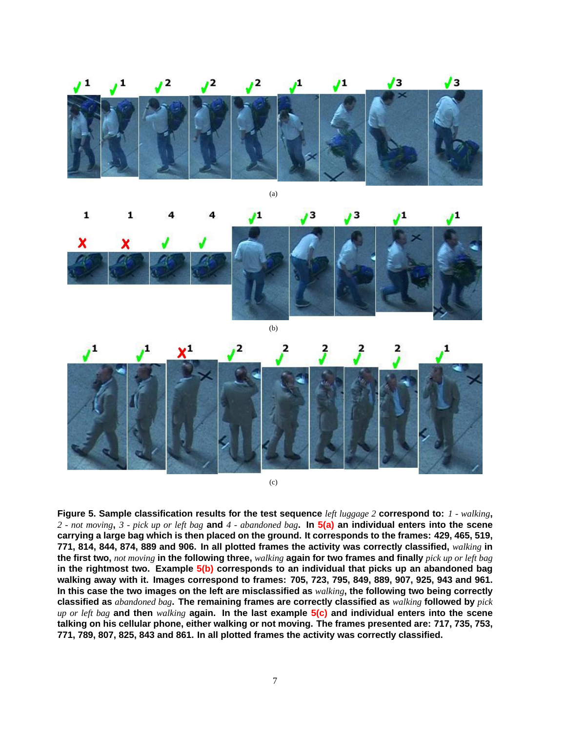1 1 2 2 2 1 1 3 3

(a)

1 1 4 4 1 3 3 1 1

(b)

1 1 1 2 2 2 2 2 1

(c)

**Figure 5. Sample classification results for the test sequence** *left luggage 2* **correspond to:** *1 - walking*, *2 - not moving*, *3 - pick up or left bag* **and** *4 - abandoned bag*. **In 5(a) an individual enters into the scene carrying a large bag which is then placed on the ground. It corresponds to the frames: 429, 465, 519, 771, 814, 844, 874, 889 and 906. In all plotted frames the activity was correctly classified,** *walking* **in the first two,** *not moving* **in the following three,** *walking* **again for two frames and finally** *pick up or left bag* **in the rightmost two. Example 5(b) corresponds to an individual that picks up an abandoned bag walking away with it. Images correspond to frames: 705, 723, 795, 849, 889, 907, 925, 943 and 961. In this case the two images on the left are misclassified as** *walking*, **the following two being correctly classified as** *abandoned bag*. **The remaining frames are correctly classified as** *walking* **followed by** *pick up or left bag* **and then** *walking* **again. In the last example 5(c) and individual enters into the scene talking on his cellular phone, either walking or not moving. The frames presented are: 717, 735, 753, 771, 789, 807, 825, 843 and 861. In all plotted frames the activity was correctly classified.**